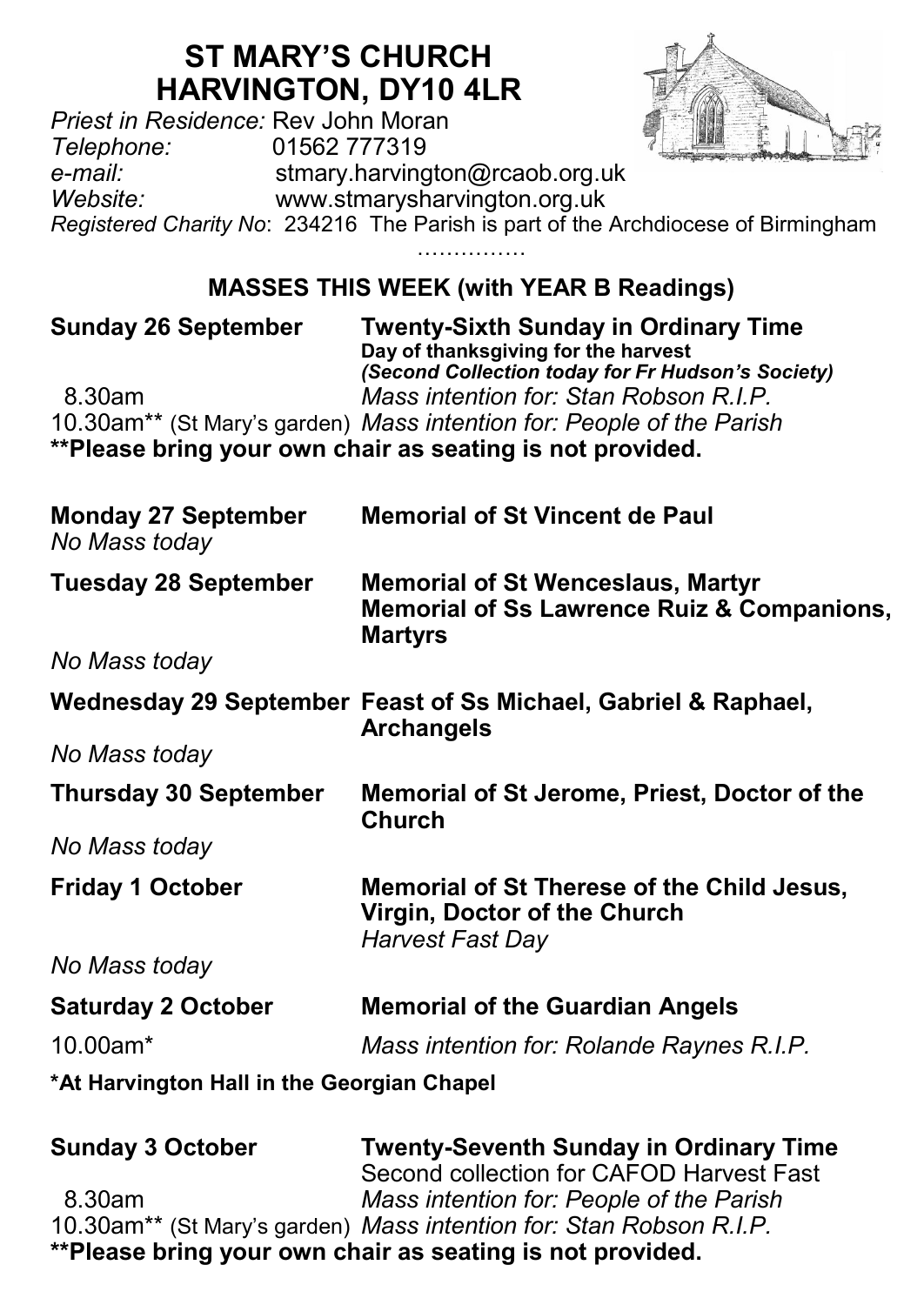# ST MARY'S CHURCH
# HARVINGTON, DY10 4LR

*Priest in Residence:* Rev John Moran
*Telephone:* 01562 777319
*e-mail:* stmary.harvington@rcaob.org.uk
*Website:* www.stmarysharvington.org.uk
*Registered Charity No*: 234216 The Parish is part of the Archdiocese of Birmingham

……………

## MASSES THIS WEEK (with YEAR B Readings)

**Sunday 26 September** — **Twenty-Sixth Sunday in Ordinary Time**
**Day of thanksgiving for the harvest**
***(Second Collection today for Fr Hudson's Society)***

8.30am — *Mass intention for: Stan Robson R.I.P.*
10.30am** (St Mary's garden) — *Mass intention for: People of the Parish*

**\*\*Please bring your own chair as seating is not provided.**

**Monday 27 September** — **Memorial of St Vincent de Paul**
*No Mass today*

**Tuesday 28 September** — **Memorial of St Wenceslaus, Martyr**
**Memorial of Ss Lawrence Ruiz & Companions, Martyrs**
*No Mass today*

**Wednesday 29 September** — **Feast of Ss Michael, Gabriel & Raphael, Archangels**
*No Mass today*

**Thursday 30 September** — **Memorial of St Jerome, Priest, Doctor of the Church**
*No Mass today*

**Friday 1 October** — **Memorial of St Therese of the Child Jesus, Virgin, Doctor of the Church**
*Harvest Fast Day*
*No Mass today*

**Saturday 2 October** — **Memorial of the Guardian Angels**
10.00am* — *Mass intention for: Rolande Raynes R.I.P.*

**\*At Harvington Hall in the Georgian Chapel**

**Sunday 3 October** — **Twenty-Seventh Sunday in Ordinary Time**
Second collection for CAFOD Harvest Fast

8.30am — *Mass intention for: People of the Parish*
10.30am** (St Mary's garden) — *Mass intention for: Stan Robson R.I.P.*

**\*\*Please bring your own chair as seating is not provided.**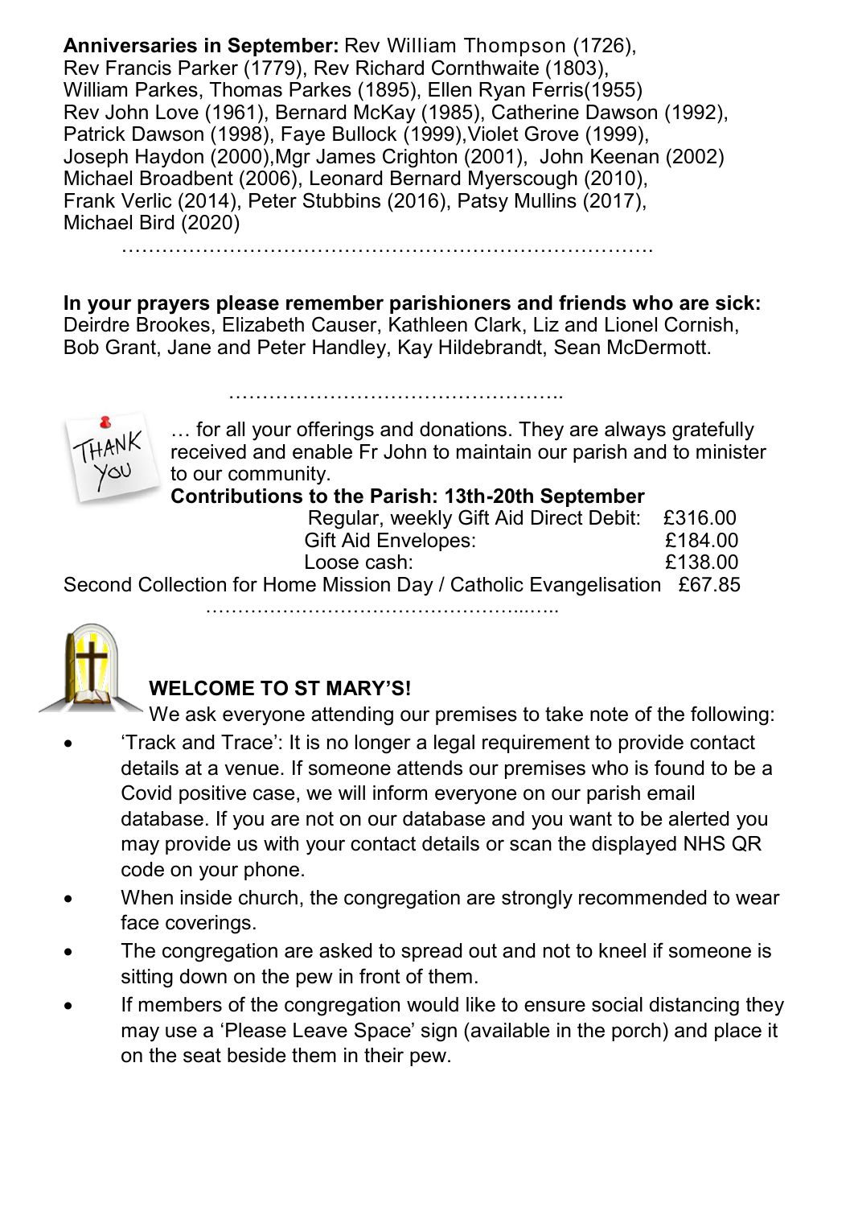**Anniversaries in September:** Rev William Thompson (1726), Rev Francis Parker (1779), Rev Richard Cornthwaite (1803), William Parkes, Thomas Parkes (1895), Ellen Ryan Ferris(1955) Rev John Love (1961), Bernard McKay (1985), Catherine Dawson (1992), Patrick Dawson (1998), Faye Bullock (1999),Violet Grove (1999), Joseph Haydon (2000),Mgr James Crighton (2001), John Keenan (2002) Michael Broadbent (2006), Leonard Bernard Myerscough (2010), Frank Verlic (2014), Peter Stubbins (2016), Patsy Mullins (2017), Michael Bird (2020)

…………………………………………………………………….

**In your prayers please remember parishioners and friends who are sick:** Deirdre Brookes, Elizabeth Causer, Kathleen Clark, Liz and Lionel Cornish, Bob Grant, Jane and Peter Handley, Kay Hildebrandt, Sean McDermott.

…………………………………………..

THANK YOU … for all your offerings and donations. They are always gratefully received and enable Fr John to maintain our parish and to minister to our community.

**Contributions to the Parish: 13th-20th September**

| | |
|---|---|
| Regular, weekly Gift Aid Direct Debit: | £316.00 |
| Gift Aid Envelopes: | £184.00 |
| Loose cash: | £138.00 |
| Second Collection for Home Mission Day / Catholic Evangelisation | £67.85 |

……………………………………………...…..

**WELCOME TO ST MARY'S!**

We ask everyone attending our premises to take note of the following:

- 'Track and Trace': It is no longer a legal requirement to provide contact details at a venue. If someone attends our premises who is found to be a Covid positive case, we will inform everyone on our parish email database. If you are not on our database and you want to be alerted you may provide us with your contact details or scan the displayed NHS QR code on your phone.
- When inside church, the congregation are strongly recommended to wear face coverings.
- The congregation are asked to spread out and not to kneel if someone is sitting down on the pew in front of them.
- If members of the congregation would like to ensure social distancing they may use a 'Please Leave Space' sign (available in the porch) and place it on the seat beside them in their pew.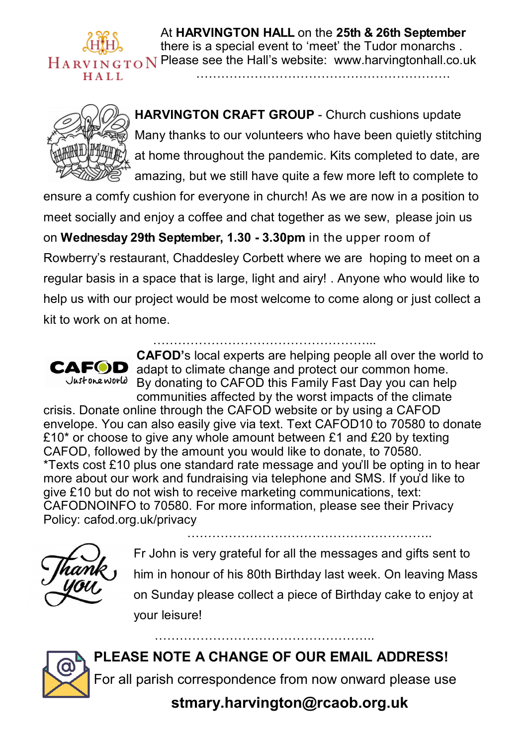At **HARVINGTON HALL** on the **25th & 26th September** there is a special event to 'meet' the Tudor monarchs . Please see the Hall's website: www.harvingtonhall.co.uk

…………………………………………………………

**HARVINGTON CRAFT GROUP** - Church cushions update

Many thanks to our volunteers who have been quietly stitching at home throughout the pandemic. Kits completed to date, are amazing, but we still have quite a few more left to complete to ensure a comfy cushion for everyone in church! As we are now in a position to meet socially and enjoy a coffee and chat together as we sew, please join us on **Wednesday 29th September, 1.30 - 3.30pm** in the upper room of Rowberry's restaurant, Chaddesley Corbett where we are hoping to meet on a regular basis in a space that is large, light and airy! . Anyone who would like to help us with our project would be most welcome to come along or just collect a kit to work on at home.

………………………………………………...

**CAFOD**'s local experts are helping people all over the world to adapt to climate change and protect our common home. By donating to CAFOD this Family Fast Day you can help communities affected by the worst impacts of the climate crisis. Donate online through the CAFOD website or by using a CAFOD envelope. You can also easily give via text. Text CAFOD10 to 70580 to donate £10* or choose to give any whole amount between £1 and £20 by texting CAFOD, followed by the amount you would like to donate, to 70580.
*Texts cost £10 plus one standard rate message and you'll be opting in to hear more about our work and fundraising via telephone and SMS. If you'd like to give £10 but do not wish to receive marketing communications, text: CAFODNOINFO to 70580. For more information, please see their Privacy Policy: cafod.org.uk/privacy

…………………………………………………..

Fr John is very grateful for all the messages and gifts sent to him in honour of his 80th Birthday last week. On leaving Mass on Sunday please collect a piece of Birthday cake to enjoy at your leisure!

……………………………………………..

**PLEASE NOTE A CHANGE OF OUR EMAIL ADDRESS!**

For all parish correspondence from now onward please use

**stmary.harvington@rcaob.org.uk**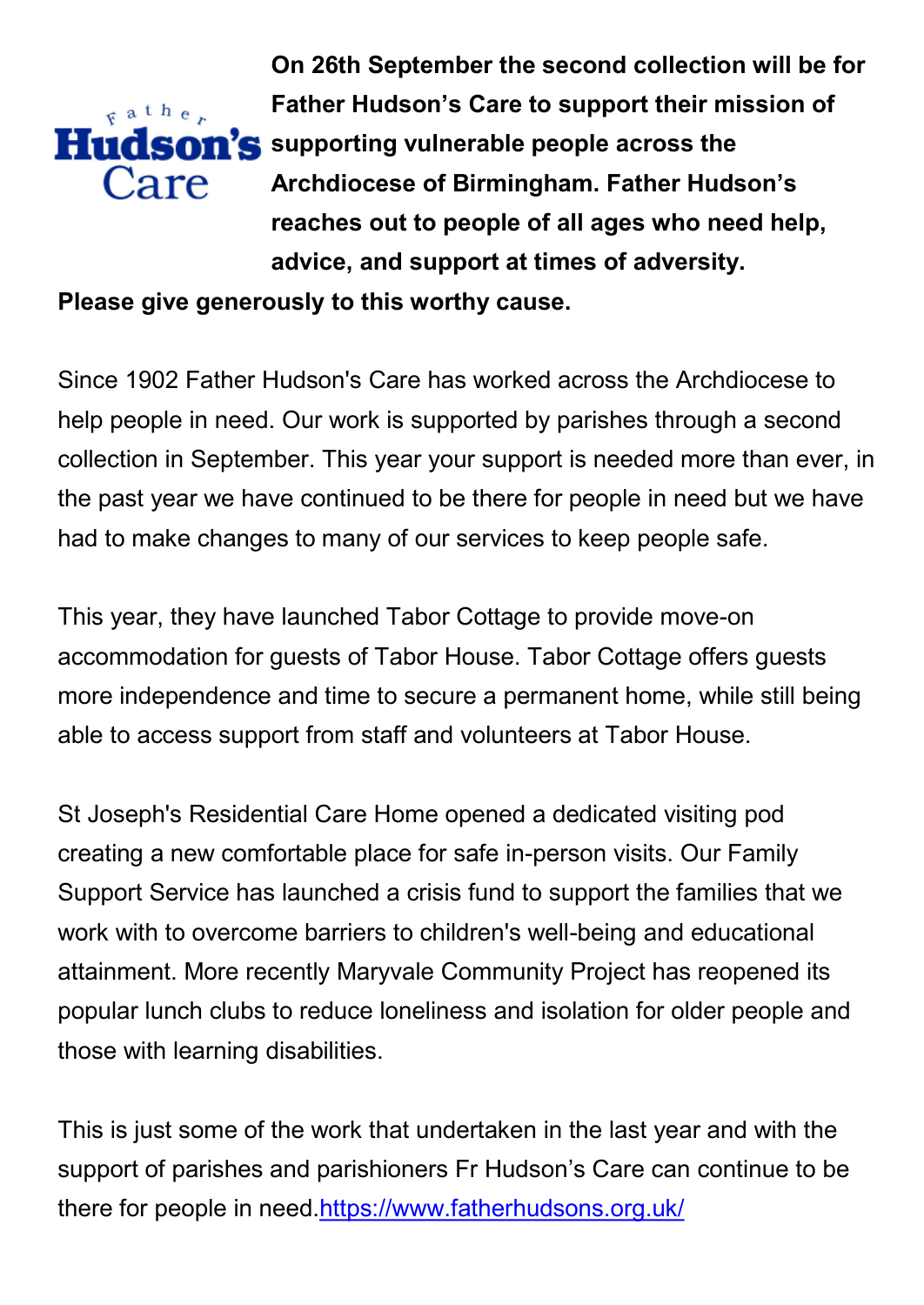Father Hudson's Care

**On 26th September the second collection will be for Father Hudson's Care to support their mission of supporting vulnerable people across the Archdiocese of Birmingham. Father Hudson's reaches out to people of all ages who need help, advice, and support at times of adversity. Please give generously to this worthy cause.**

Since 1902 Father Hudson's Care has worked across the Archdiocese to help people in need. Our work is supported by parishes through a second collection in September. This year your support is needed more than ever, in the past year we have continued to be there for people in need but we have had to make changes to many of our services to keep people safe.

This year, they have launched Tabor Cottage to provide move-on accommodation for guests of Tabor House. Tabor Cottage offers guests more independence and time to secure a permanent home, while still being able to access support from staff and volunteers at Tabor House.

St Joseph's Residential Care Home opened a dedicated visiting pod creating a new comfortable place for safe in-person visits. Our Family Support Service has launched a crisis fund to support the families that we work with to overcome barriers to children's well-being and educational attainment. More recently Maryvale Community Project has reopened its popular lunch clubs to reduce loneliness and isolation for older people and those with learning disabilities.

This is just some of the work that undertaken in the last year and with the support of parishes and parishioners Fr Hudson's Care can continue to be there for people in need.[https://www.fatherhudsons.org.uk/](https://www.fatherhudsons.org.uk/)